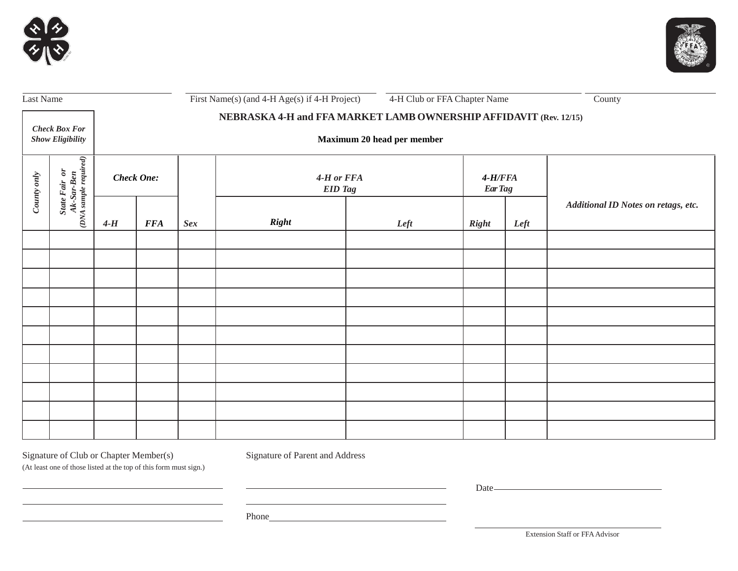Last Name | First Name(s) (and 4-H Age(s) if 4-H Project) | 4-H Club or FFA Chapter Name | County

## NEBRASKA 4-H and FFA MARKET LAMB OWNERSHIP AFFIDAVIT (Rev. 12/15)

**Maximum 20 head per member**

| *Check Box For Show Eligibility* | | *Check One:* | | | *4-H or FFA EID Tag* | | *4-H/FFA Ear Tag* | | |
|---|---|---|---|---|---|---|---|---|---|
| *County only* | *State Fair or Ak-Sar-Ben (DNA sample required)* | *4-H* | *FFA* | *Sex* | *Right* | *Left* | *Right* | *Left* | *Additional ID Notes on retags, etc.* |
| | | | | | | | | | |
| | | | | | | | | | |
| | | | | | | | | | |
| | | | | | | | | | |
| | | | | | | | | | |
| | | | | | | | | | |
| | | | | | | | | | |
| | | | | | | | | | |
| | | | | | | | | | |
| | | | | | | | | | |
| | | | | | | | | | |

Signature of Club or Chapter Member(s)
(At least one of those listed at the top of this form must sign.)

Signature of Parent and Address

Date

Phone

Extension Staff or FFA Advisor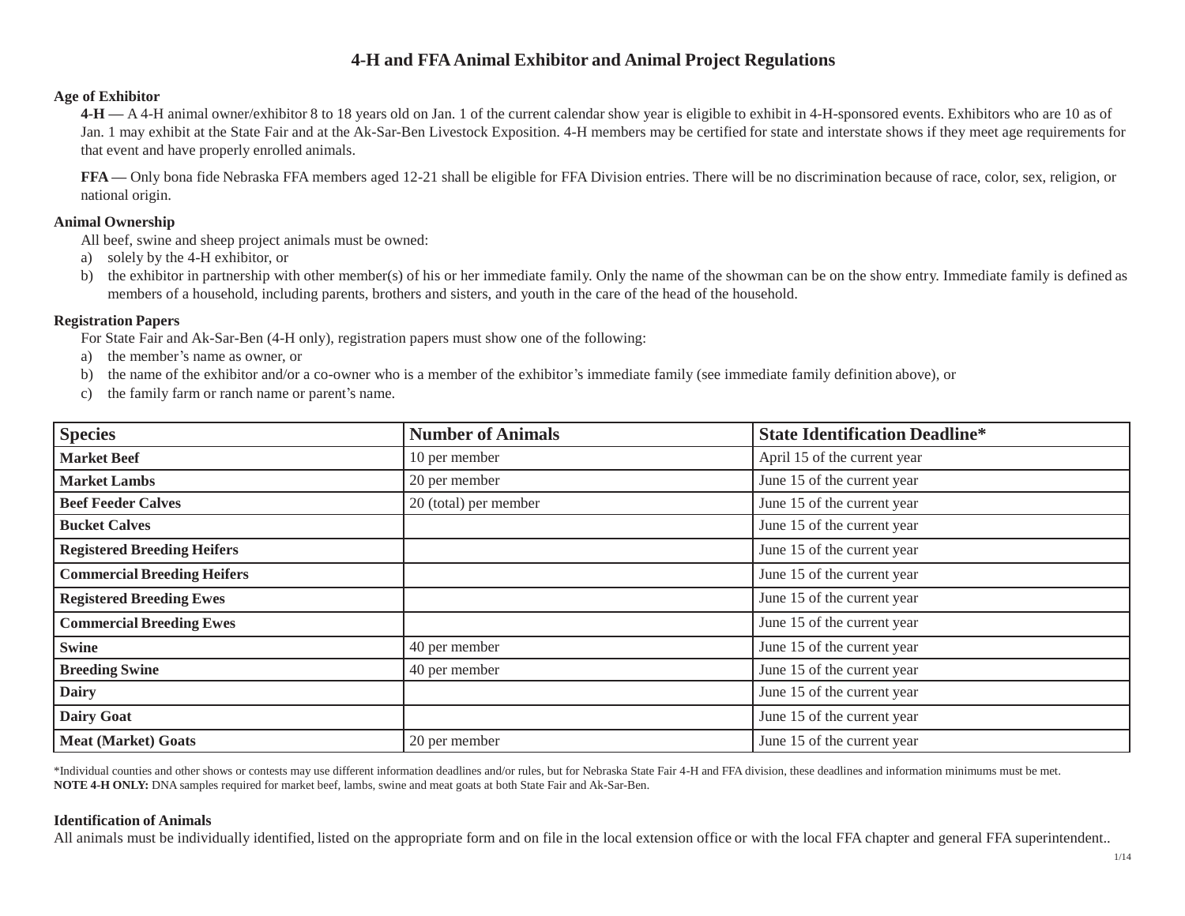# 4-H and FFA Animal Exhibitor and Animal Project Regulations

**Age of Exhibitor**

**4-H** — A 4-H animal owner/exhibitor 8 to 18 years old on Jan. 1 of the current calendar show year is eligible to exhibit in 4-H-sponsored events. Exhibitors who are 10 as of Jan. 1 may exhibit at the State Fair and at the Ak-Sar-Ben Livestock Exposition. 4-H members may be certified for state and interstate shows if they meet age requirements for that event and have properly enrolled animals.

**FFA** — Only bona fide Nebraska FFA members aged 12-21 shall be eligible for FFA Division entries. There will be no discrimination because of race, color, sex, religion, or national origin.

**Animal Ownership**

All beef, swine and sheep project animals must be owned:

a) solely by the 4-H exhibitor, or
b) the exhibitor in partnership with other member(s) of his or her immediate family. Only the name of the showman can be on the show entry. Immediate family is defined as members of a household, including parents, brothers and sisters, and youth in the care of the head of the household.

**Registration Papers**

For State Fair and Ak-Sar-Ben (4-H only), registration papers must show one of the following:

a) the member's name as owner, or
b) the name of the exhibitor and/or a co-owner who is a member of the exhibitor's immediate family (see immediate family definition above), or
c) the family farm or ranch name or parent's name.

| Species | Number of Animals | State Identification Deadline* |
|---|---|---|
| **Market Beef** | 10 per member | April 15 of the current year |
| **Market Lambs** | 20 per member | June 15 of the current year |
| **Beef Feeder Calves** | 20 (total) per member | June 15 of the current year |
| **Bucket Calves** | | June 15 of the current year |
| **Registered Breeding Heifers** | | June 15 of the current year |
| **Commercial Breeding Heifers** | | June 15 of the current year |
| **Registered Breeding Ewes** | | June 15 of the current year |
| **Commercial Breeding Ewes** | | June 15 of the current year |
| **Swine** | 40 per member | June 15 of the current year |
| **Breeding Swine** | 40 per member | June 15 of the current year |
| **Dairy** | | June 15 of the current year |
| **Dairy Goat** | | June 15 of the current year |
| **Meat (Market) Goats** | 20 per member | June 15 of the current year |

*Individual counties and other shows or contests may use different information deadlines and/or rules, but for Nebraska State Fair 4-H and FFA division, these deadlines and information minimums must be met.
**NOTE 4-H ONLY:** DNA samples required for market beef, lambs, swine and meat goats at both State Fair and Ak-Sar-Ben.

**Identification of Animals**

All animals must be individually identified, listed on the appropriate form and on file in the local extension office or with the local FFA chapter and general FFA superintendent..